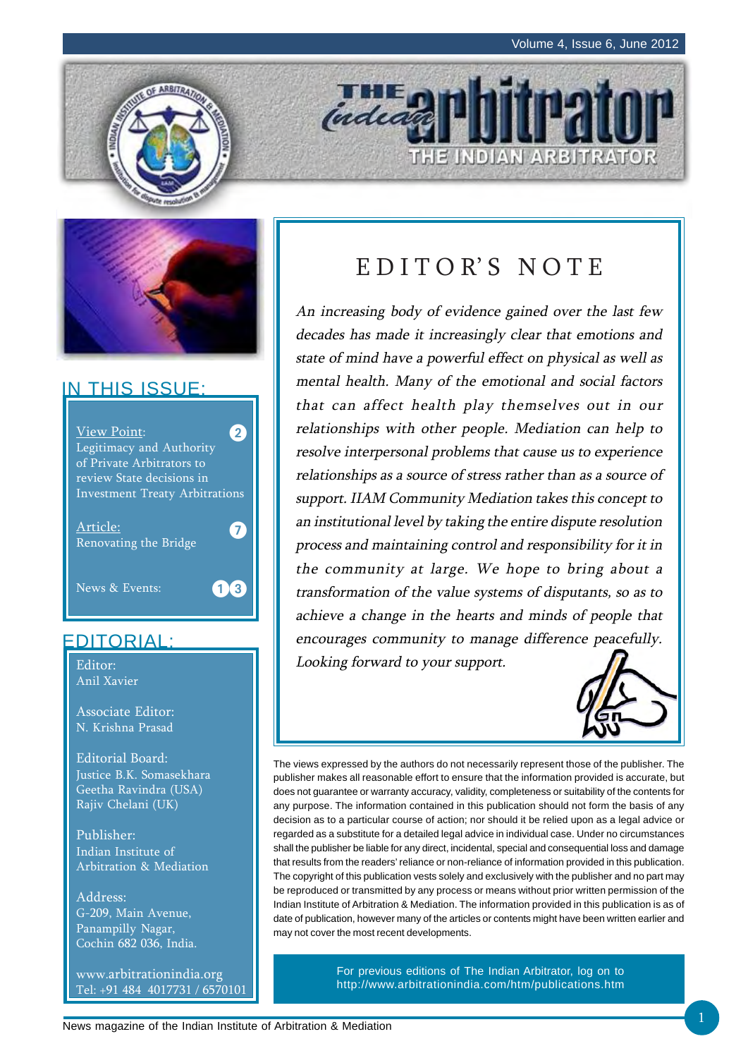# THE INDIAN ARBITRATOR

## IN THIS ISSUE:

View Point: Legitimacy and Authority of Private Arbitrators to review State decisions in Investment Treaty Arbitrations — 2

Article: Renovating the Bridge — 7

News & Events: — 13

## EDITORIAL:

Editor:
Anil Xavier

Associate Editor:
N. Krishna Prasad

Editorial Board:
Justice B.K. Somasekhara
Geetha Ravindra (USA)
Rajiv Chelani (UK)

Publisher:
Indian Institute of Arbitration & Mediation

Address:
G-209, Main Avenue,
Panampilly Nagar,
Cochin 682 036, India.

www.arbitrationindia.org
Tel: +91 484 4017731 / 6570101

## EDITOR'S NOTE

*An increasing body of evidence gained over the last few decades has made it increasingly clear that emotions and state of mind have a powerful effect on physical as well as mental health. Many of the emotional and social factors that can affect health play themselves out in our relationships with other people. Mediation can help to resolve interpersonal problems that cause us to experience relationships as a source of stress rather than as a source of support. IIAM Community Mediation takes this concept to an institutional level by taking the entire dispute resolution process and maintaining control and responsibility for it in the community at large. We hope to bring about a transformation of the value systems of disputants, so as to achieve a change in the hearts and minds of people that encourages community to manage difference peacefully. Looking forward to your support.*

The views expressed by the authors do not necessarily represent those of the publisher. The publisher makes all reasonable effort to ensure that the information provided is accurate, but does not guarantee or warranty accuracy, validity, completeness or suitability of the contents for any purpose. The information contained in this publication should not form the basis of any decision as to a particular course of action; nor should it be relied upon as a legal advice or regarded as a substitute for a detailed legal advice in individual case. Under no circumstances shall the publisher be liable for any direct, incidental, special and consequential loss and damage that results from the readers' reliance or non-reliance of information provided in this publication. The copyright of this publication vests solely and exclusively with the publisher and no part may be reproduced or transmitted by any process or means without prior written permission of the Indian Institute of Arbitration & Mediation. The information provided in this publication is as of date of publication, however many of the articles or contents might have been written earlier and may not cover the most recent developments.

For previous editions of The Indian Arbitrator, log on to http://www.arbitrationindia.com/htm/publications.htm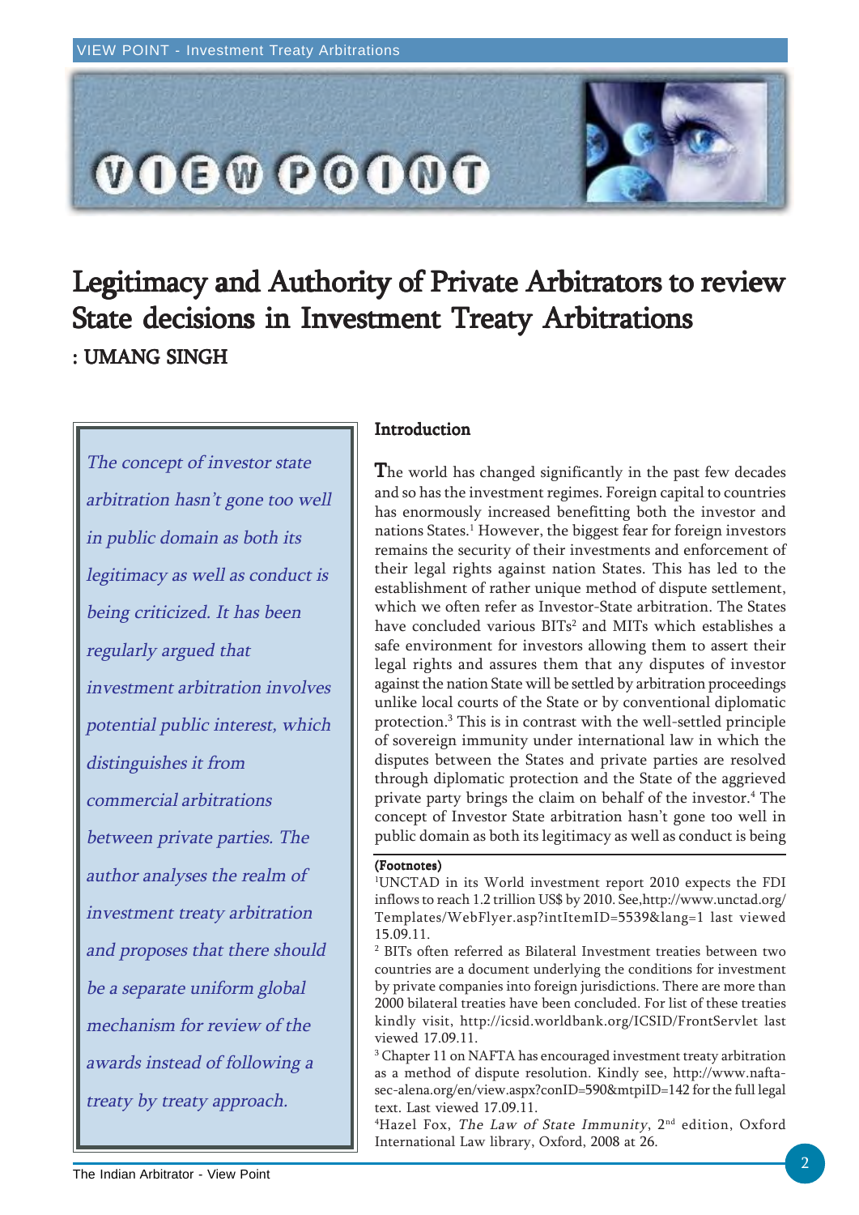# Legitimacy and Authority of Private Arbitrators to review State decisions in Investment Treaty Arbitrations

## : UMANG SINGH

*The concept of investor state arbitration hasn't gone too well in public domain as both its legitimacy as well as conduct is being criticized. It has been regularly argued that investment arbitration involves potential public interest, which distinguishes it from commercial arbitrations between private parties. The author analyses the realm of investment treaty arbitration and proposes that there should be a separate uniform global mechanism for review of the awards instead of following a treaty by treaty approach.*

### Introduction

The world has changed significantly in the past few decades and so has the investment regimes. Foreign capital to countries has enormously increased benefitting both the investor and nations States.[1] However, the biggest fear for foreign investors remains the security of their investments and enforcement of their legal rights against nation States. This has led to the establishment of rather unique method of dispute settlement, which we often refer as Investor-State arbitration. The States have concluded various BITs[2] and MITs which establishes a safe environment for investors allowing them to assert their legal rights and assures them that any disputes of investor against the nation State will be settled by arbitration proceedings unlike local courts of the State or by conventional diplomatic protection.[3] This is in contrast with the well-settled principle of sovereign immunity under international law in which the disputes between the States and private parties are resolved through diplomatic protection and the State of the aggrieved private party brings the claim on behalf of the investor.[4] The concept of Investor State arbitration hasn't gone too well in public domain as both its legitimacy as well as conduct is being

**(Footnotes)**

[1]UNCTAD in its World investment report 2010 expects the FDI inflows to reach 1.2 trillion US$ by 2010. See,http://www.unctad.org/Templates/WebFlyer.asp?intItemID=5539&lang=1 last viewed 15.09.11.

[2] BITs often referred as Bilateral Investment treaties between two countries are a document underlying the conditions for investment by private companies into foreign jurisdictions. There are more than 2000 bilateral treaties have been concluded. For list of these treaties kindly visit, http://icsid.worldbank.org/ICSID/FrontServlet last viewed 17.09.11.

[3] Chapter 11 on NAFTA has encouraged investment treaty arbitration as a method of dispute resolution. Kindly see, http://www.nafta-sec-alena.org/en/view.aspx?conID=590&mtpiID=142 for the full legal text. Last viewed 17.09.11.

[4]Hazel Fox, *The Law of State Immunity*, 2nd edition, Oxford International Law library, Oxford, 2008 at 26.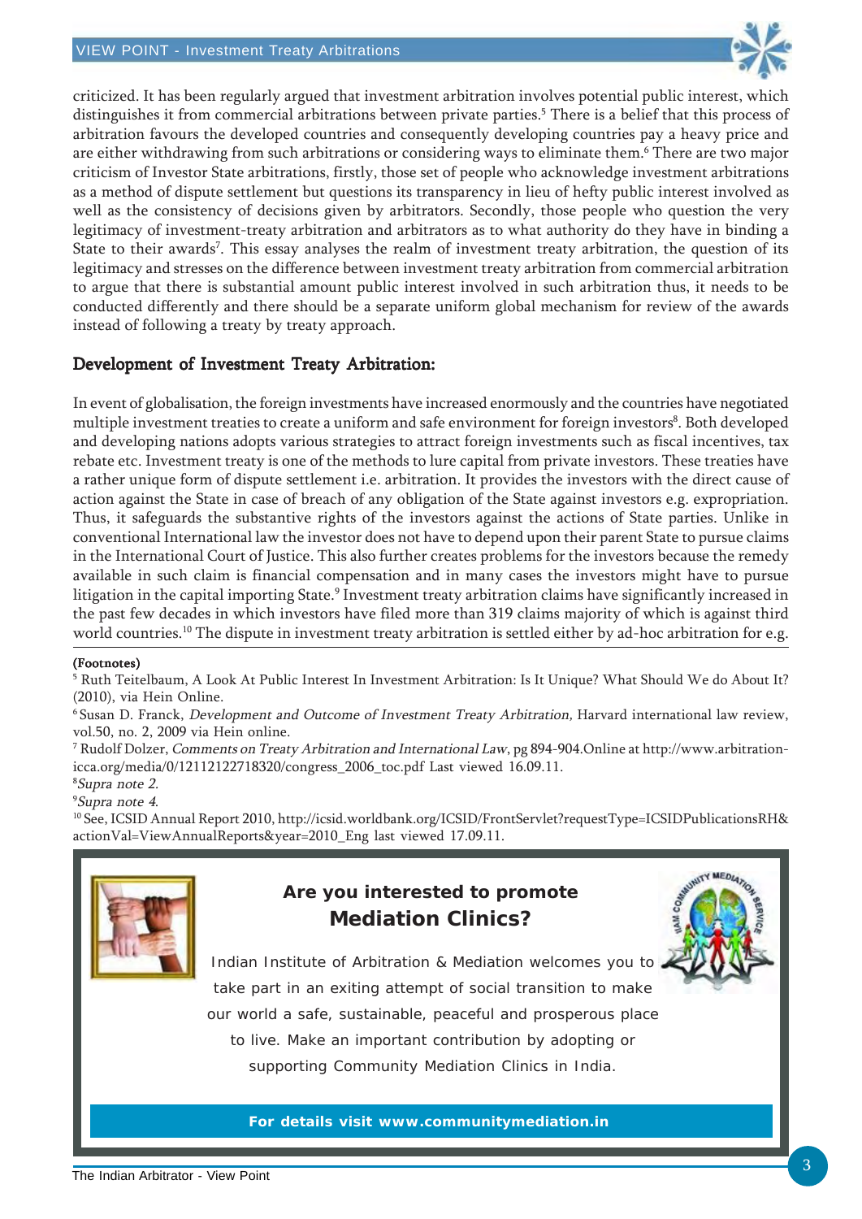criticized. It has been regularly argued that investment arbitration involves potential public interest, which distinguishes it from commercial arbitrations between private parties.[5] There is a belief that this process of arbitration favours the developed countries and consequently developing countries pay a heavy price and are either withdrawing from such arbitrations or considering ways to eliminate them.[6] There are two major criticism of Investor State arbitrations, firstly, those set of people who acknowledge investment arbitrations as a method of dispute settlement but questions its transparency in lieu of hefty public interest involved as well as the consistency of decisions given by arbitrators. Secondly, those people who question the very legitimacy of investment-treaty arbitration and arbitrators as to what authority do they have in binding a State to their awards[7]. This essay analyses the realm of investment treaty arbitration, the question of its legitimacy and stresses on the difference between investment treaty arbitration from commercial arbitration to argue that there is substantial amount public interest involved in such arbitration thus, it needs to be conducted differently and there should be a separate uniform global mechanism for review of the awards instead of following a treaty by treaty approach.

## Development of Investment Treaty Arbitration:

In event of globalisation, the foreign investments have increased enormously and the countries have negotiated multiple investment treaties to create a uniform and safe environment for foreign investors[8]. Both developed and developing nations adopts various strategies to attract foreign investments such as fiscal incentives, tax rebate etc. Investment treaty is one of the methods to lure capital from private investors. These treaties have a rather unique form of dispute settlement i.e. arbitration. It provides the investors with the direct cause of action against the State in case of breach of any obligation of the State against investors e.g. expropriation. Thus, it safeguards the substantive rights of the investors against the actions of State parties. Unlike in conventional International law the investor does not have to depend upon their parent State to pursue claims in the International Court of Justice. This also further creates problems for the investors because the remedy available in such claim is financial compensation and in many cases the investors might have to pursue litigation in the capital importing State.[9] Investment treaty arbitration claims have significantly increased in the past few decades in which investors have filed more than 319 claims majority of which is against third world countries.[10] The dispute in investment treaty arbitration is settled either by ad-hoc arbitration for e.g.

**(Footnotes)**

[5] Ruth Teitelbaum, A Look At Public Interest In Investment Arbitration: Is It Unique? What Should We do About It? (2010), via Hein Online.

[6] Susan D. Franck, *Development and Outcome of Investment Treaty Arbitration,* Harvard international law review, vol.50, no. 2, 2009 via Hein online.

[7] Rudolf Dolzer, *Comments on Treaty Arbitration and International Law*, pg 894-904.Online at http://www.arbitration-icca.org/media/0/12112122718320/congress_2006_toc.pdf Last viewed 16.09.11.

[8] *Supra note 2.*

[9] *Supra note 4.*

[10] See, ICSID Annual Report 2010, http://icsid.worldbank.org/ICSID/FrontServlet?requestType=ICSIDPublicationsRH&actionVal=ViewAnnualReports&year=2010_Eng last viewed 17.09.11.

**Are you interested to promote Mediation Clinics?**

Indian Institute of Arbitration & Mediation welcomes you to take part in an exiting attempt of social transition to make our world a safe, sustainable, peaceful and prosperous place to live. Make an important contribution by adopting or supporting Community Mediation Clinics in India.

**For details visit www.communitymediation.in**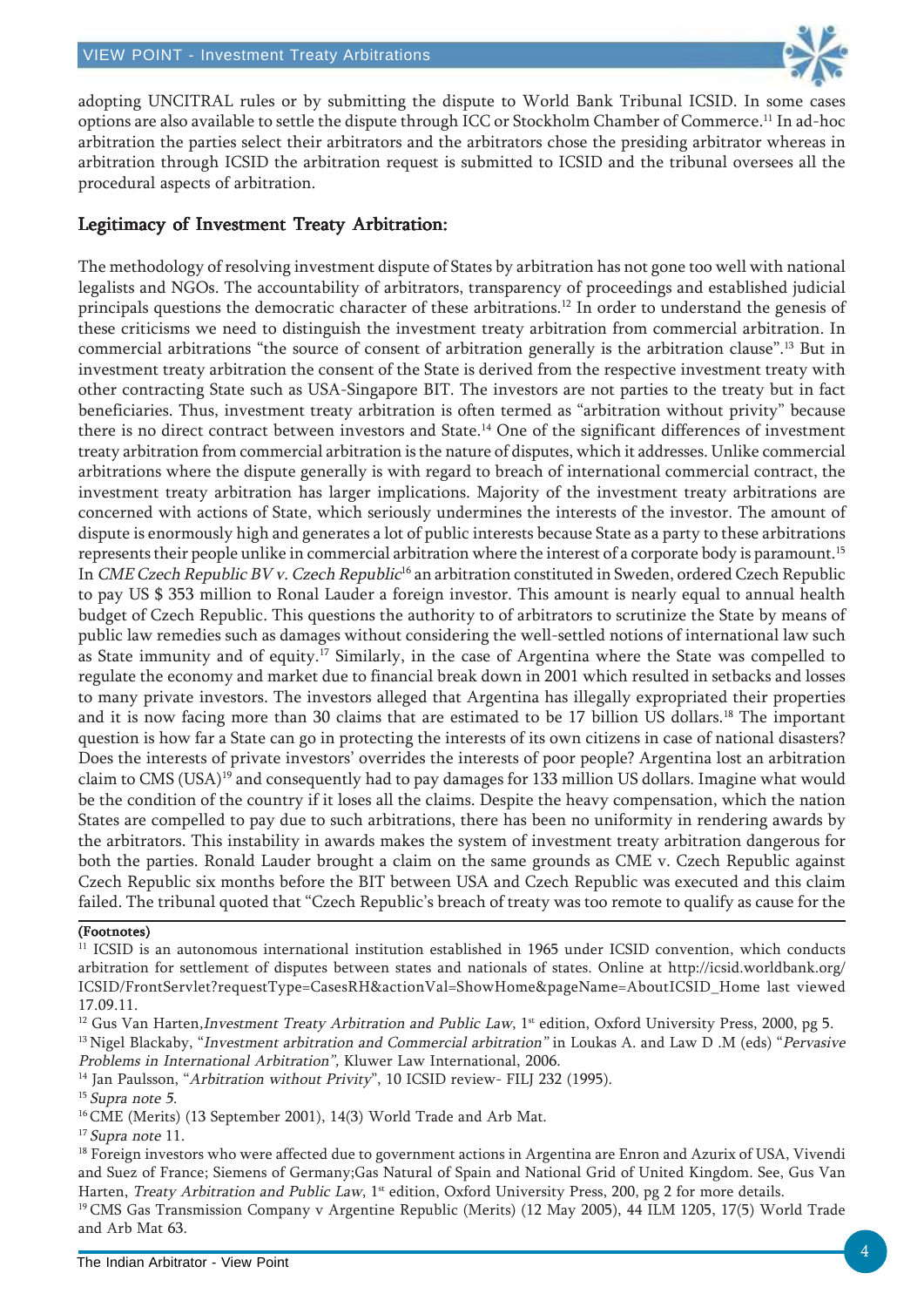adopting UNCITRAL rules or by submitting the dispute to World Bank Tribunal ICSID. In some cases options are also available to settle the dispute through ICC or Stockholm Chamber of Commerce.[11] In ad-hoc arbitration the parties select their arbitrators and the arbitrators chose the presiding arbitrator whereas in arbitration through ICSID the arbitration request is submitted to ICSID and the tribunal oversees all the procedural aspects of arbitration.

## Legitimacy of Investment Treaty Arbitration:

The methodology of resolving investment dispute of States by arbitration has not gone too well with national legalists and NGOs. The accountability of arbitrators, transparency of proceedings and established judicial principals questions the democratic character of these arbitrations.[12] In order to understand the genesis of these criticisms we need to distinguish the investment treaty arbitration from commercial arbitration. In commercial arbitrations "the source of consent of arbitration generally is the arbitration clause".[13] But in investment treaty arbitration the consent of the State is derived from the respective investment treaty with other contracting State such as USA-Singapore BIT. The investors are not parties to the treaty but in fact beneficiaries. Thus, investment treaty arbitration is often termed as "arbitration without privity" because there is no direct contract between investors and State.[14] One of the significant differences of investment treaty arbitration from commercial arbitration is the nature of disputes, which it addresses. Unlike commercial arbitrations where the dispute generally is with regard to breach of international commercial contract, the investment treaty arbitration has larger implications. Majority of the investment treaty arbitrations are concerned with actions of State, which seriously undermines the interests of the investor. The amount of dispute is enormously high and generates a lot of public interests because State as a party to these arbitrations represents their people unlike in commercial arbitration where the interest of a corporate body is paramount.[15] In *CME Czech Republic BV v. Czech Republic*[16] an arbitration constituted in Sweden, ordered Czech Republic to pay US $ 353 million to Ronal Lauder a foreign investor. This amount is nearly equal to annual health budget of Czech Republic. This questions the authority to of arbitrators to scrutinize the State by means of public law remedies such as damages without considering the well-settled notions of international law such as State immunity and of equity.[17] Similarly, in the case of Argentina where the State was compelled to regulate the economy and market due to financial break down in 2001 which resulted in setbacks and losses to many private investors. The investors alleged that Argentina has illegally expropriated their properties and it is now facing more than 30 claims that are estimated to be 17 billion US dollars.[18] The important question is how far a State can go in protecting the interests of its own citizens in case of national disasters? Does the interests of private investors' overrides the interests of poor people? Argentina lost an arbitration claim to CMS (USA)[19] and consequently had to pay damages for 133 million US dollars. Imagine what would be the condition of the country if it loses all the claims. Despite the heavy compensation, which the nation States are compelled to pay due to such arbitrations, there has been no uniformity in rendering awards by the arbitrators. This instability in awards makes the system of investment treaty arbitration dangerous for both the parties. Ronald Lauder brought a claim on the same grounds as CME v. Czech Republic against Czech Republic six months before the BIT between USA and Czech Republic was executed and this claim failed. The tribunal quoted that "Czech Republic's breach of treaty was too remote to qualify as cause for the

**(Footnotes)**

[11] ICSID is an autonomous international institution established in 1965 under ICSID convention, which conducts arbitration for settlement of disputes between states and nationals of states. Online at http://icsid.worldbank.org/ICSID/FrontServlet?requestType=CasesRH&actionVal=ShowHome&pageName=AboutICSID_Home last viewed 17.09.11.

[12] Gus Van Harten,*Investment Treaty Arbitration and Public Law*, 1st edition, Oxford University Press, 2000, pg 5.

[13] Nigel Blackaby, "*Investment arbitration and Commercial arbitration"* in Loukas A. and Law D .M (eds) "*Pervasive Problems in International Arbitration",* Kluwer Law International, 2006.

[14] Jan Paulsson, "*Arbitration without Privity*", 10 ICSID review- FILJ 232 (1995).

[15] *Supra note 5.*

[16] CME (Merits) (13 September 2001), 14(3) World Trade and Arb Mat.

[17] *Supra note* 11.

[18] Foreign investors who were affected due to government actions in Argentina are Enron and Azurix of USA, Vivendi and Suez of France; Siemens of Germany;Gas Natural of Spain and National Grid of United Kingdom. See, Gus Van Harten, *Treaty Arbitration and Public Law*, 1st edition, Oxford University Press, 200, pg 2 for more details.

[19] CMS Gas Transmission Company v Argentine Republic (Merits) (12 May 2005), 44 ILM 1205, 17(5) World Trade and Arb Mat 63.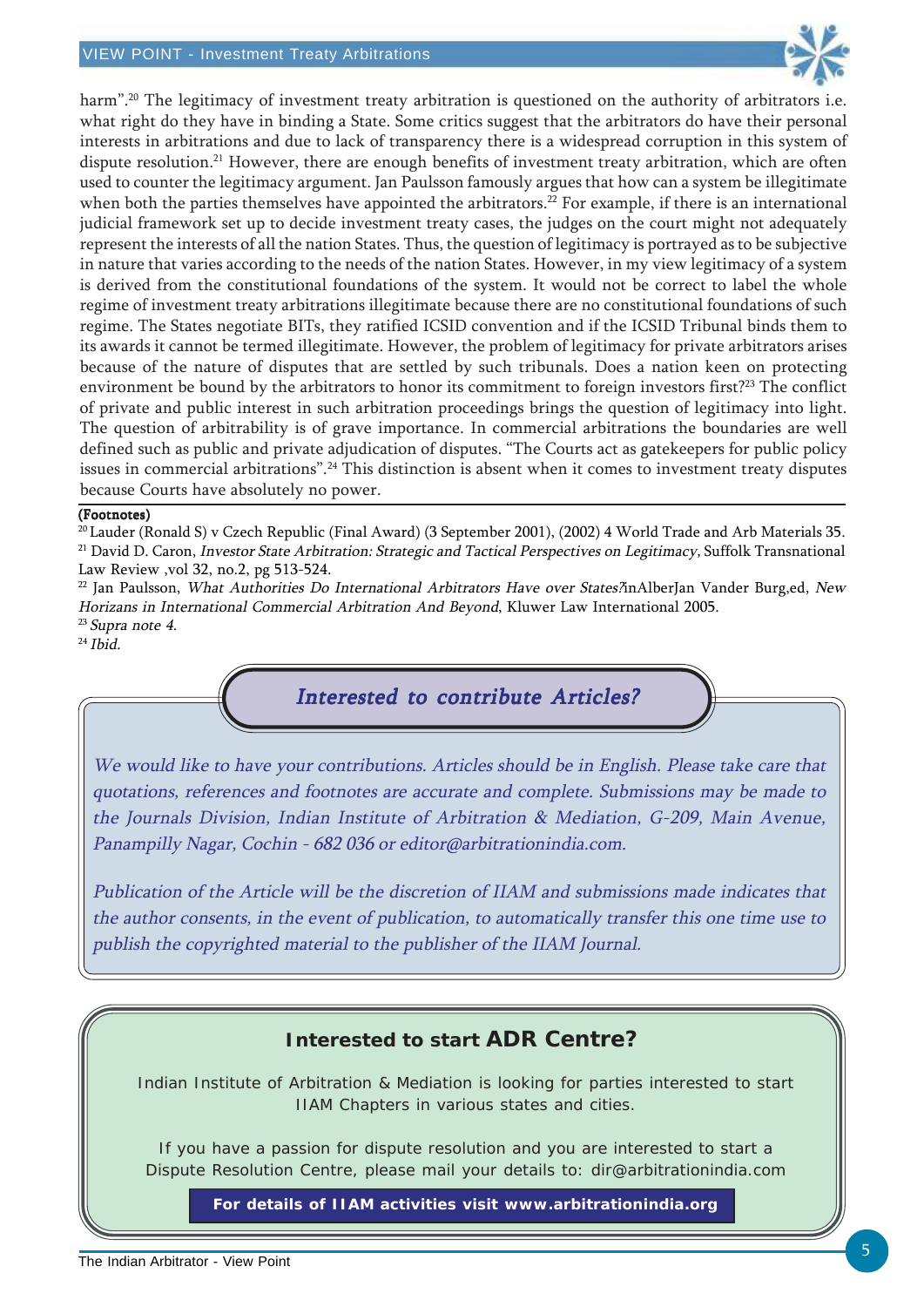harm".[20] The legitimacy of investment treaty arbitration is questioned on the authority of arbitrators i.e. what right do they have in binding a State. Some critics suggest that the arbitrators do have their personal interests in arbitrations and due to lack of transparency there is a widespread corruption in this system of dispute resolution.[21] However, there are enough benefits of investment treaty arbitration, which are often used to counter the legitimacy argument. Jan Paulsson famously argues that how can a system be illegitimate when both the parties themselves have appointed the arbitrators.[22] For example, if there is an international judicial framework set up to decide investment treaty cases, the judges on the court might not adequately represent the interests of all the nation States. Thus, the question of legitimacy is portrayed as to be subjective in nature that varies according to the needs of the nation States. However, in my view legitimacy of a system is derived from the constitutional foundations of the system. It would not be correct to label the whole regime of investment treaty arbitrations illegitimate because there are no constitutional foundations of such regime. The States negotiate BITs, they ratified ICSID convention and if the ICSID Tribunal binds them to its awards it cannot be termed illegitimate. However, the problem of legitimacy for private arbitrators arises because of the nature of disputes that are settled by such tribunals. Does a nation keen on protecting environment be bound by the arbitrators to honor its commitment to foreign investors first?[23] The conflict of private and public interest in such arbitration proceedings brings the question of legitimacy into light. The question of arbitrability is of grave importance. In commercial arbitrations the boundaries are well defined such as public and private adjudication of disputes. "The Courts act as gatekeepers for public policy issues in commercial arbitrations".[24] This distinction is absent when it comes to investment treaty disputes because Courts have absolutely no power.

**(Footnotes)**

[20] Lauder (Ronald S) v Czech Republic (Final Award) (3 September 2001), (2002) 4 World Trade and Arb Materials 35.

[21] David D. Caron, *Investor State Arbitration: Strategic and Tactical Perspectives on Legitimacy,* Suffolk Transnational Law Review ,vol 32, no.2, pg 513-524.

[22] Jan Paulsson, *What Authorities Do International Arbitrators Have over States?*inAlberJan Vander Burg,ed, *New Horizans in International Commercial Arbitration And Beyond*, Kluwer Law International 2005.

[23] *Supra note 4.*

[24] *Ibid.*

## *Interested to contribute Articles?*

*We would like to have your contributions. Articles should be in English. Please take care that quotations, references and footnotes are accurate and complete. Submissions may be made to the Journals Division, Indian Institute of Arbitration & Mediation, G-209, Main Avenue, Panampilly Nagar, Cochin - 682 036 or editor@arbitrationindia.com.*

*Publication of the Article will be the discretion of IIAM and submissions made indicates that the author consents, in the event of publication, to automatically transfer this one time use to publish the copyrighted material to the publisher of the IIAM Journal.*

## Interested to start ADR Centre?

Indian Institute of Arbitration & Mediation is looking for parties interested to start IIAM Chapters in various states and cities.

If you have a passion for dispute resolution and you are interested to start a Dispute Resolution Centre, please mail your details to: dir@arbitrationindia.com

**For details of IIAM activities visit www.arbitrationindia.org**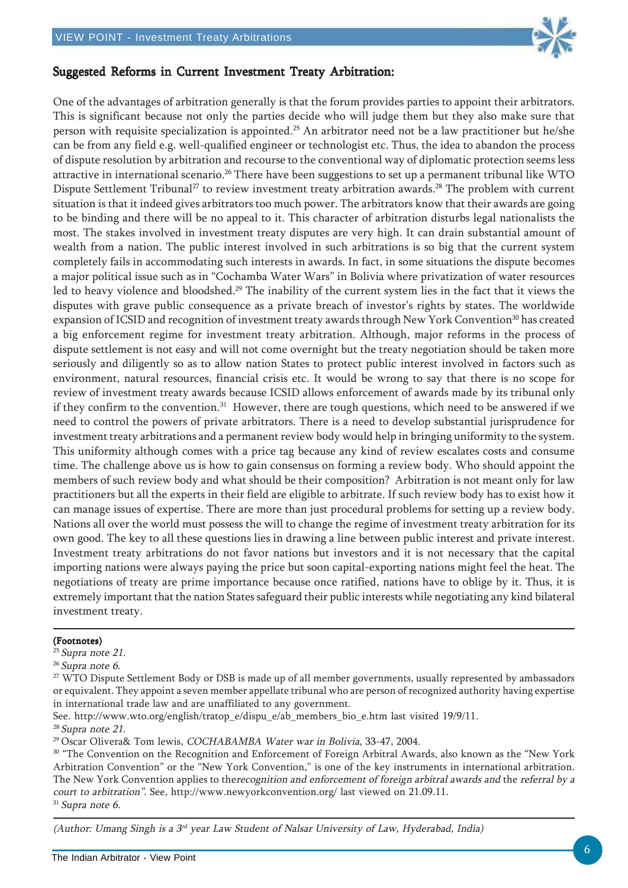## Suggested Reforms in Current Investment Treaty Arbitration:

One of the advantages of arbitration generally is that the forum provides parties to appoint their arbitrators. This is significant because not only the parties decide who will judge them but they also make sure that person with requisite specialization is appointed.[25] An arbitrator need not be a law practitioner but he/she can be from any field e.g. well-qualified engineer or technologist etc. Thus, the idea to abandon the process of dispute resolution by arbitration and recourse to the conventional way of diplomatic protection seems less attractive in international scenario.[26] There have been suggestions to set up a permanent tribunal like WTO Dispute Settlement Tribunal[27] to review investment treaty arbitration awards.[28] The problem with current situation is that it indeed gives arbitrators too much power. The arbitrators know that their awards are going to be binding and there will be no appeal to it. This character of arbitration disturbs legal nationalists the most. The stakes involved in investment treaty disputes are very high. It can drain substantial amount of wealth from a nation. The public interest involved in such arbitrations is so big that the current system completely fails in accommodating such interests in awards. In fact, in some situations the dispute becomes a major political issue such as in "Cochamba Water Wars" in Bolivia where privatization of water resources led to heavy violence and bloodshed.[29] The inability of the current system lies in the fact that it views the disputes with grave public consequence as a private breach of investor's rights by states. The worldwide expansion of ICSID and recognition of investment treaty awards through New York Convention[30] has created a big enforcement regime for investment treaty arbitration. Although, major reforms in the process of dispute settlement is not easy and will not come overnight but the treaty negotiation should be taken more seriously and diligently so as to allow nation States to protect public interest involved in factors such as environment, natural resources, financial crisis etc. It would be wrong to say that there is no scope for review of investment treaty awards because ICSID allows enforcement of awards made by its tribunal only if they confirm to the convention.[31] However, there are tough questions, which need to be answered if we need to control the powers of private arbitrators. There is a need to develop substantial jurisprudence for investment treaty arbitrations and a permanent review body would help in bringing uniformity to the system. This uniformity although comes with a price tag because any kind of review escalates costs and consume time. The challenge above us is how to gain consensus on forming a review body. Who should appoint the members of such review body and what should be their composition? Arbitration is not meant only for law practitioners but all the experts in their field are eligible to arbitrate. If such review body has to exist how it can manage issues of expertise. There are more than just procedural problems for setting up a review body. Nations all over the world must possess the will to change the regime of investment treaty arbitration for its own good. The key to all these questions lies in drawing a line between public interest and private interest. Investment treaty arbitrations do not favor nations but investors and it is not necessary that the capital importing nations were always paying the price but soon capital-exporting nations might feel the heat. The negotiations of treaty are prime importance because once ratified, nations have to oblige by it. Thus, it is extremely important that the nation States safeguard their public interests while negotiating any kind bilateral investment treaty.

---

**(Footnotes)**

[25] *Supra note 21.*

[26] *Supra note 6.*

[27] WTO Dispute Settlement Body or DSB is made up of all member governments, usually represented by ambassadors or equivalent. They appoint a seven member appellate tribunal who are person of recognized authority having expertise in international trade law and are unaffiliated to any government.

See. http://www.wto.org/english/tratop_e/dispu_e/ab_members_bio_e.htm last visited 19/9/11.

[28] *Supra note 21.*

[29] Oscar Olivera& Tom lewis, *COCHABAMBA Water war in Bolivia*, 33-47, 2004.

[30] "The Convention on the Recognition and Enforcement of Foreign Arbitral Awards, also known as the "New York Arbitration Convention" or the "New York Convention," is one of the key instruments in international arbitration. The New York Convention applies to the*recognition and enforcement of foreign arbitral awards and* the *referral by a court to arbitration"*. See, http://www.newyorkconvention.org/ last viewed on 21.09.11.

[31] *Supra note 6.*

---

*(Author: Umang Singh is a 3rd year Law Student of Nalsar University of Law, Hyderabad, India)*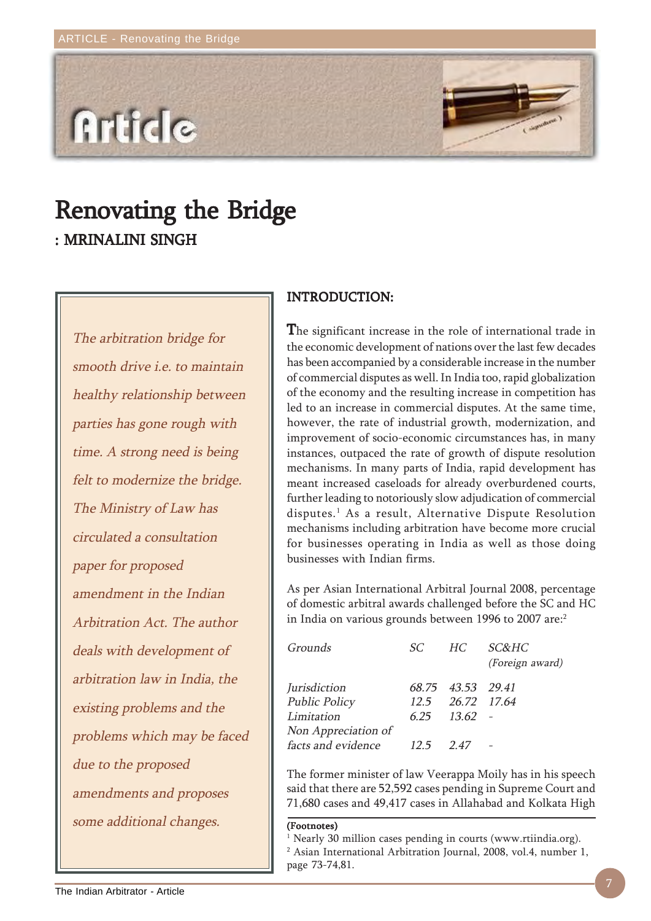# Renovating the Bridge

**: MRINALINI SINGH**

*The arbitration bridge for smooth drive i.e. to maintain healthy relationship between parties has gone rough with time. A strong need is being felt to modernize the bridge. The Ministry of Law has circulated a consultation paper for proposed amendment in the Indian Arbitration Act. The author deals with development of arbitration law in India, the existing problems and the problems which may be faced due to the proposed amendments and proposes some additional changes.*

## INTRODUCTION:

The significant increase in the role of international trade in the economic development of nations over the last few decades has been accompanied by a considerable increase in the number of commercial disputes as well. In India too, rapid globalization of the economy and the resulting increase in competition has led to an increase in commercial disputes. At the same time, however, the rate of industrial growth, modernization, and improvement of socio-economic circumstances has, in many instances, outpaced the rate of growth of dispute resolution mechanisms. In many parts of India, rapid development has meant increased caseloads for already overburdened courts, further leading to notoriously slow adjudication of commercial disputes.[1] As a result, Alternative Dispute Resolution mechanisms including arbitration have become more crucial for businesses operating in India as well as those doing businesses with Indian firms.

As per Asian International Arbitral Journal 2008, percentage of domestic arbitral awards challenged before the SC and HC in India on various grounds between 1996 to 2007 are:[2]

| *Grounds* | *SC* | *HC* | *SC&HC (Foreign award)* |
|---|---|---|---|
| *Jurisdiction* | *68.75* | *43.53* | *29.41* |
| *Public Policy* | *12.5* | *26.72* | *17.64* |
| *Limitation* | *6.25* | *13.62* | - |
| *Non Appreciation of facts and evidence* | *12.5* | *2.47* | - |

The former minister of law Veerappa Moily has in his speech said that there are 52,592 cases pending in Supreme Court and 71,680 cases and 49,417 cases in Allahabad and Kolkata High

**(Footnotes)**

[1] Nearly 30 million cases pending in courts (www.rtiindia.org).

[2] Asian International Arbitration Journal, 2008, vol.4, number 1, page 73-74,81.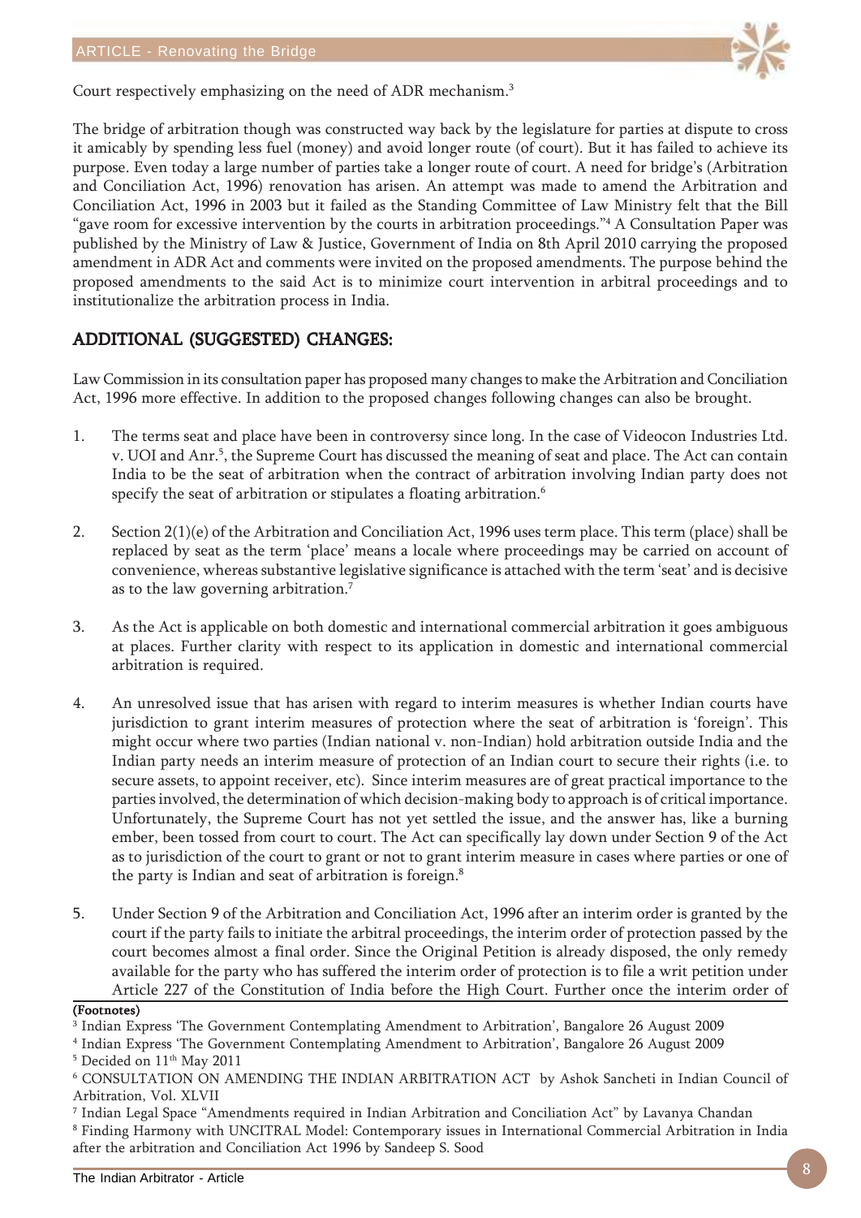Court respectively emphasizing on the need of ADR mechanism.[3]

The bridge of arbitration though was constructed way back by the legislature for parties at dispute to cross it amicably by spending less fuel (money) and avoid longer route (of court). But it has failed to achieve its purpose. Even today a large number of parties take a longer route of court. A need for bridge's (Arbitration and Conciliation Act, 1996) renovation has arisen. An attempt was made to amend the Arbitration and Conciliation Act, 1996 in 2003 but it failed as the Standing Committee of Law Ministry felt that the Bill "gave room for excessive intervention by the courts in arbitration proceedings."[4] A Consultation Paper was published by the Ministry of Law & Justice, Government of India on 8th April 2010 carrying the proposed amendment in ADR Act and comments were invited on the proposed amendments. The purpose behind the proposed amendments to the said Act is to minimize court intervention in arbitral proceedings and to institutionalize the arbitration process in India.

## ADDITIONAL (SUGGESTED) CHANGES:

Law Commission in its consultation paper has proposed many changes to make the Arbitration and Conciliation Act, 1996 more effective. In addition to the proposed changes following changes can also be brought.

1. The terms seat and place have been in controversy since long. In the case of Videocon Industries Ltd. v. UOI and Anr.[5], the Supreme Court has discussed the meaning of seat and place. The Act can contain India to be the seat of arbitration when the contract of arbitration involving Indian party does not specify the seat of arbitration or stipulates a floating arbitration.[6]

2. Section 2(1)(e) of the Arbitration and Conciliation Act, 1996 uses term place. This term (place) shall be replaced by seat as the term 'place' means a locale where proceedings may be carried on account of convenience, whereas substantive legislative significance is attached with the term 'seat' and is decisive as to the law governing arbitration.[7]

3. As the Act is applicable on both domestic and international commercial arbitration it goes ambiguous at places. Further clarity with respect to its application in domestic and international commercial arbitration is required.

4. An unresolved issue that has arisen with regard to interim measures is whether Indian courts have jurisdiction to grant interim measures of protection where the seat of arbitration is 'foreign'. This might occur where two parties (Indian national v. non-Indian) hold arbitration outside India and the Indian party needs an interim measure of protection of an Indian court to secure their rights (i.e. to secure assets, to appoint receiver, etc). Since interim measures are of great practical importance to the parties involved, the determination of which decision-making body to approach is of critical importance. Unfortunately, the Supreme Court has not yet settled the issue, and the answer has, like a burning ember, been tossed from court to court. The Act can specifically lay down under Section 9 of the Act as to jurisdiction of the court to grant or not to grant interim measure in cases where parties or one of the party is Indian and seat of arbitration is foreign.[8]

5. Under Section 9 of the Arbitration and Conciliation Act, 1996 after an interim order is granted by the court if the party fails to initiate the arbitral proceedings, the interim order of protection passed by the court becomes almost a final order. Since the Original Petition is already disposed, the only remedy available for the party who has suffered the interim order of protection is to file a writ petition under Article 227 of the Constitution of India before the High Court. Further once the interim order of

**(Footnotes)**

[3] Indian Express 'The Government Contemplating Amendment to Arbitration', Bangalore 26 August 2009

[4] Indian Express 'The Government Contemplating Amendment to Arbitration', Bangalore 26 August 2009

[5] Decided on 11th May 2011

[6] CONSULTATION ON AMENDING THE INDIAN ARBITRATION ACT by Ashok Sancheti in Indian Council of Arbitration, Vol. XLVII

[7] Indian Legal Space "Amendments required in Indian Arbitration and Conciliation Act" by Lavanya Chandan

[8] Finding Harmony with UNCITRAL Model: Contemporary issues in International Commercial Arbitration in India after the arbitration and Conciliation Act 1996 by Sandeep S. Sood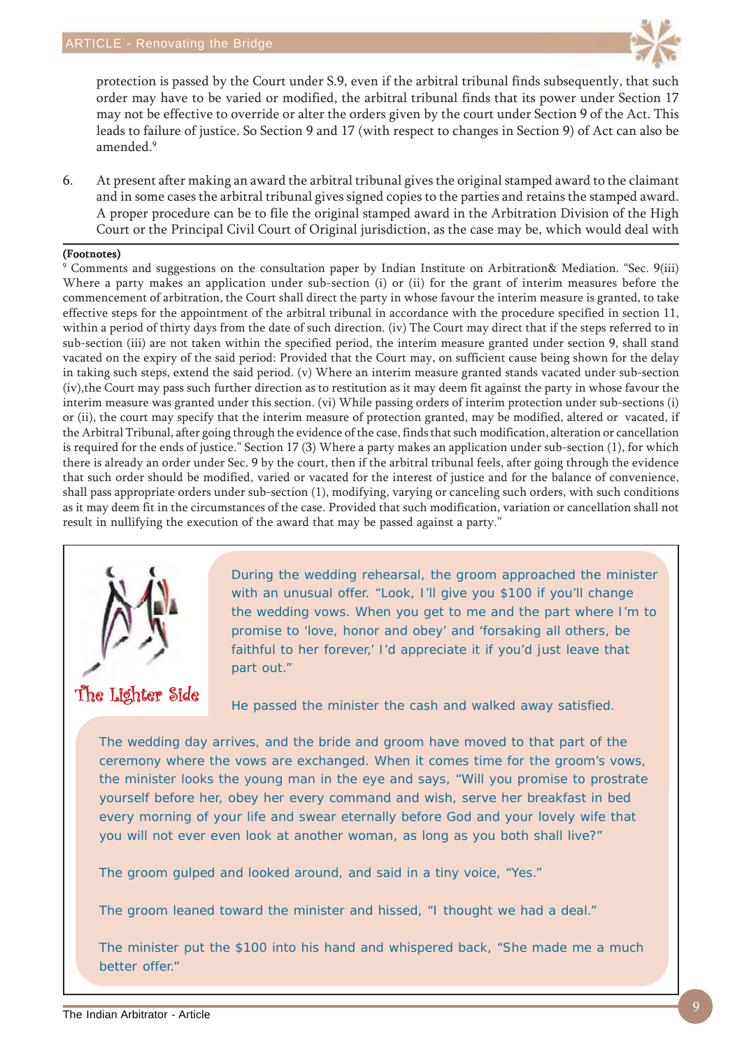protection is passed by the Court under S.9, even if the arbitral tribunal finds subsequently, that such order may have to be varied or modified, the arbitral tribunal finds that its power under Section 17 may not be effective to override or alter the orders given by the court under Section 9 of the Act. This leads to failure of justice. So Section 9 and 17 (with respect to changes in Section 9) of Act can also be amended.[9]

6. At present after making an award the arbitral tribunal gives the original stamped award to the claimant and in some cases the arbitral tribunal gives signed copies to the parties and retains the stamped award. A proper procedure can be to file the original stamped award in the Arbitration Division of the High Court or the Principal Civil Court of Original jurisdiction, as the case may be, which would deal with

**(Footnotes)**

[9] Comments and suggestions on the consultation paper by Indian Institute on Arbitration& Mediation. "Sec. 9(iii) Where a party makes an application under sub-section (i) or (ii) for the grant of interim measures before the commencement of arbitration, the Court shall direct the party in whose favour the interim measure is granted, to take effective steps for the appointment of the arbitral tribunal in accordance with the procedure specified in section 11, within a period of thirty days from the date of such direction. (iv) The Court may direct that if the steps referred to in sub-section (iii) are not taken within the specified period, the interim measure granted under section 9, shall stand vacated on the expiry of the said period: Provided that the Court may, on sufficient cause being shown for the delay in taking such steps, extend the said period. (v) Where an interim measure granted stands vacated under sub-section (iv),the Court may pass such further direction as to restitution as it may deem fit against the party in whose favour the interim measure was granted under this section. (vi) While passing orders of interim protection under sub-sections (i) or (ii), the court may specify that the interim measure of protection granted, may be modified, altered or vacated, if the Arbitral Tribunal, after going through the evidence of the case, finds that such modification, alteration or cancellation is required for the ends of justice." Section 17 (3) Where a party makes an application under sub-section (1), for which there is already an order under Sec. 9 by the court, then if the arbitral tribunal feels, after going through the evidence that such order should be modified, varied or vacated for the interest of justice and for the balance of convenience, shall pass appropriate orders under sub-section (1), modifying, varying or canceling such orders, with such conditions as it may deem fit in the circumstances of the case. Provided that such modification, variation or cancellation shall not result in nullifying the execution of the award that may be passed against a party."

**The Lighter Side**

During the wedding rehearsal, the groom approached the minister with an unusual offer. "Look, I'll give you $100 if you'll change the wedding vows. When you get to me and the part where I'm to promise to 'love, honor and obey' and 'forsaking all others, be faithful to her forever,' I'd appreciate it if you'd just leave that part out."

He passed the minister the cash and walked away satisfied.

The wedding day arrives, and the bride and groom have moved to that part of the ceremony where the vows are exchanged. When it comes time for the groom's vows, the minister looks the young man in the eye and says, "Will you promise to prostrate yourself before her, obey her every command and wish, serve her breakfast in bed every morning of your life and swear eternally before God and your lovely wife that you will not ever even look at another woman, as long as you both shall live?"

The groom gulped and looked around, and said in a tiny voice, "Yes."

The groom leaned toward the minister and hissed, "I thought we had a deal."

The minister put the $100 into his hand and whispered back, "She made me a much better offer."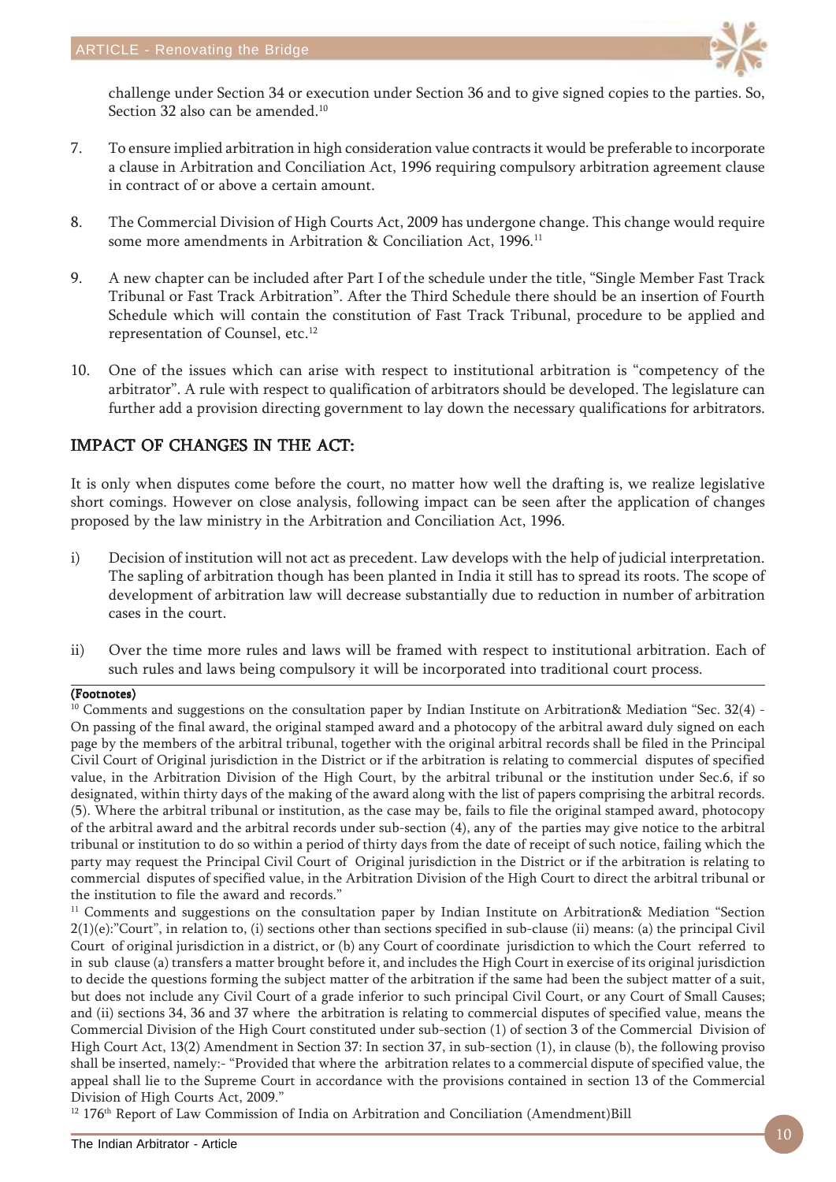challenge under Section 34 or execution under Section 36 and to give signed copies to the parties. So, Section 32 also can be amended.[10]

7. To ensure implied arbitration in high consideration value contracts it would be preferable to incorporate a clause in Arbitration and Conciliation Act, 1996 requiring compulsory arbitration agreement clause in contract of or above a certain amount.

8. The Commercial Division of High Courts Act, 2009 has undergone change. This change would require some more amendments in Arbitration & Conciliation Act, 1996.[11]

9. A new chapter can be included after Part I of the schedule under the title, "Single Member Fast Track Tribunal or Fast Track Arbitration". After the Third Schedule there should be an insertion of Fourth Schedule which will contain the constitution of Fast Track Tribunal, procedure to be applied and representation of Counsel, etc.[12]

10. One of the issues which can arise with respect to institutional arbitration is "competency of the arbitrator". A rule with respect to qualification of arbitrators should be developed. The legislature can further add a provision directing government to lay down the necessary qualifications for arbitrators.

## IMPACT OF CHANGES IN THE ACT:

It is only when disputes come before the court, no matter how well the drafting is, we realize legislative short comings. However on close analysis, following impact can be seen after the application of changes proposed by the law ministry in the Arbitration and Conciliation Act, 1996.

i) Decision of institution will not act as precedent. Law develops with the help of judicial interpretation. The sapling of arbitration though has been planted in India it still has to spread its roots. The scope of development of arbitration law will decrease substantially due to reduction in number of arbitration cases in the court.

ii) Over the time more rules and laws will be framed with respect to institutional arbitration. Each of such rules and laws being compulsory it will be incorporated into traditional court process.

**(Footnotes)**

[10] Comments and suggestions on the consultation paper by Indian Institute on Arbitration& Mediation "Sec. 32(4) - On passing of the final award, the original stamped award and a photocopy of the arbitral award duly signed on each page by the members of the arbitral tribunal, together with the original arbitral records shall be filed in the Principal Civil Court of Original jurisdiction in the District or if the arbitration is relating to commercial disputes of specified value, in the Arbitration Division of the High Court, by the arbitral tribunal or the institution under Sec.6, if so designated, within thirty days of the making of the award along with the list of papers comprising the arbitral records. (5). Where the arbitral tribunal or institution, as the case may be, fails to file the original stamped award, photocopy of the arbitral award and the arbitral records under sub-section (4), any of the parties may give notice to the arbitral tribunal or institution to do so within a period of thirty days from the date of receipt of such notice, failing which the party may request the Principal Civil Court of Original jurisdiction in the District or if the arbitration is relating to commercial disputes of specified value, in the Arbitration Division of the High Court to direct the arbitral tribunal or the institution to file the award and records."

[11] Comments and suggestions on the consultation paper by Indian Institute on Arbitration& Mediation "Section 2(1)(e):"Court", in relation to, (i) sections other than sections specified in sub-clause (ii) means: (a) the principal Civil Court of original jurisdiction in a district, or (b) any Court of coordinate jurisdiction to which the Court referred to in sub clause (a) transfers a matter brought before it, and includes the High Court in exercise of its original jurisdiction to decide the questions forming the subject matter of the arbitration if the same had been the subject matter of a suit, but does not include any Civil Court of a grade inferior to such principal Civil Court, or any Court of Small Causes; and (ii) sections 34, 36 and 37 where the arbitration is relating to commercial disputes of specified value, means the Commercial Division of the High Court constituted under sub-section (1) of section 3 of the Commercial Division of High Court Act, 13(2) Amendment in Section 37: In section 37, in sub-section (1), in clause (b), the following proviso shall be inserted, namely:- "Provided that where the arbitration relates to a commercial dispute of specified value, the appeal shall lie to the Supreme Court in accordance with the provisions contained in section 13 of the Commercial Division of High Courts Act, 2009."

[12] 176th Report of Law Commission of India on Arbitration and Conciliation (Amendment)Bill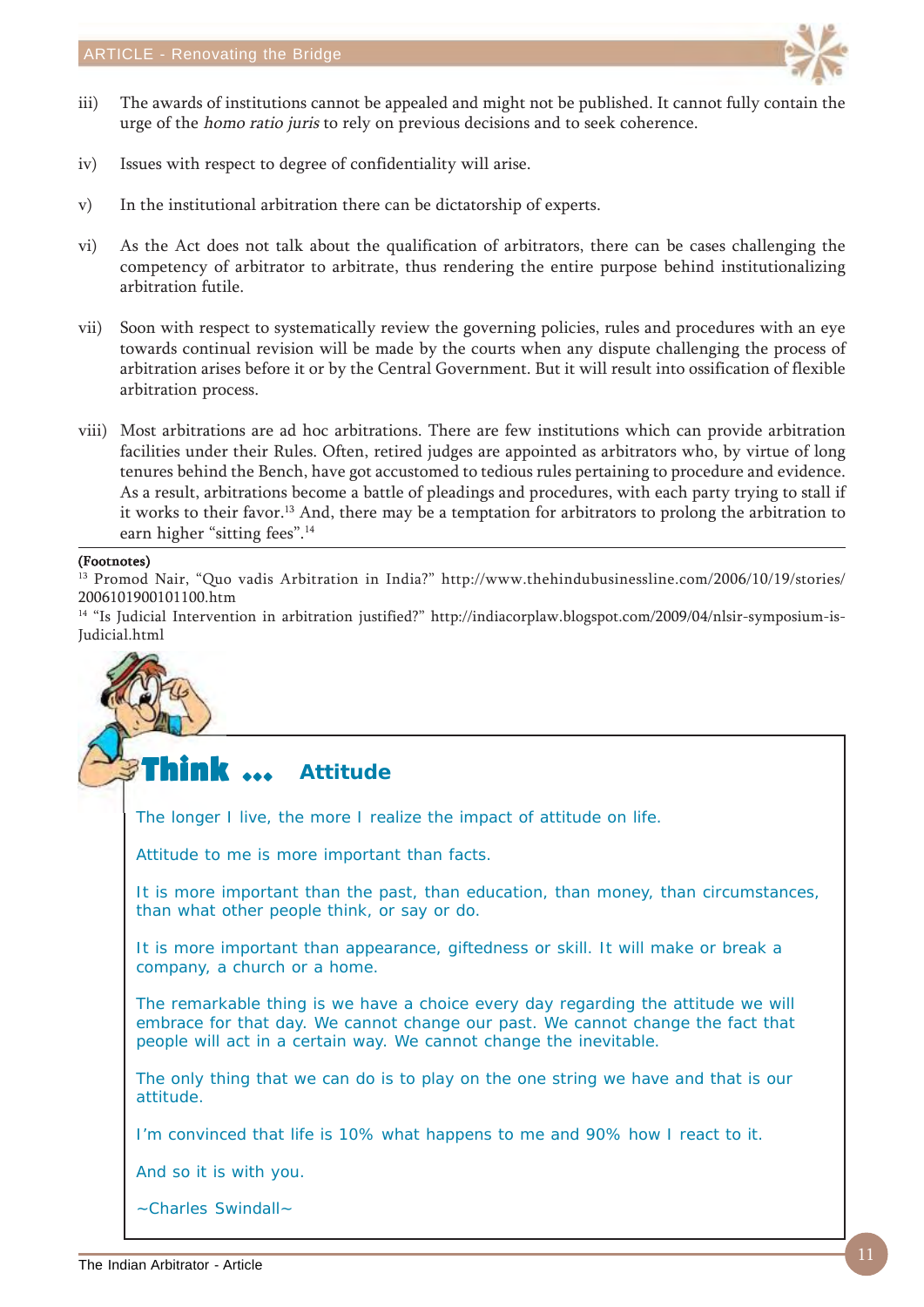iii) The awards of institutions cannot be appealed and might not be published. It cannot fully contain the urge of the *homo ratio juris* to rely on previous decisions and to seek coherence.

iv) Issues with respect to degree of confidentiality will arise.

v) In the institutional arbitration there can be dictatorship of experts.

vi) As the Act does not talk about the qualification of arbitrators, there can be cases challenging the competency of arbitrator to arbitrate, thus rendering the entire purpose behind institutionalizing arbitration futile.

vii) Soon with respect to systematically review the governing policies, rules and procedures with an eye towards continual revision will be made by the courts when any dispute challenging the process of arbitration arises before it or by the Central Government. But it will result into ossification of flexible arbitration process.

viii) Most arbitrations are ad hoc arbitrations. There are few institutions which can provide arbitration facilities under their Rules. Often, retired judges are appointed as arbitrators who, by virtue of long tenures behind the Bench, have got accustomed to tedious rules pertaining to procedure and evidence. As a result, arbitrations become a battle of pleadings and procedures, with each party trying to stall if it works to their favor.[13] And, there may be a temptation for arbitrators to prolong the arbitration to earn higher "sitting fees".[14]

**(Footnotes)**

[13] Promod Nair, "Quo vadis Arbitration in India?" http://www.thehindubusinessline.com/2006/10/19/stories/2006101900101100.htm

[14] "Is Judicial Intervention in arbitration justified?" http://indiacorplaw.blogspot.com/2009/04/nlsir-symposium-is-Judicial.html

## Think ... Attitude

The longer I live, the more I realize the impact of attitude on life.

Attitude to me is more important than facts.

It is more important than the past, than education, than money, than circumstances, than what other people think, or say or do.

It is more important than appearance, giftedness or skill. It will make or break a company, a church or a home.

The remarkable thing is we have a choice every day regarding the attitude we will embrace for that day. We cannot change our past. We cannot change the fact that people will act in a certain way. We cannot change the inevitable.

The only thing that we can do is to play on the one string we have and that is our attitude.

I'm convinced that life is 10% what happens to me and 90% how I react to it.

And so it is with you.

~Charles Swindall~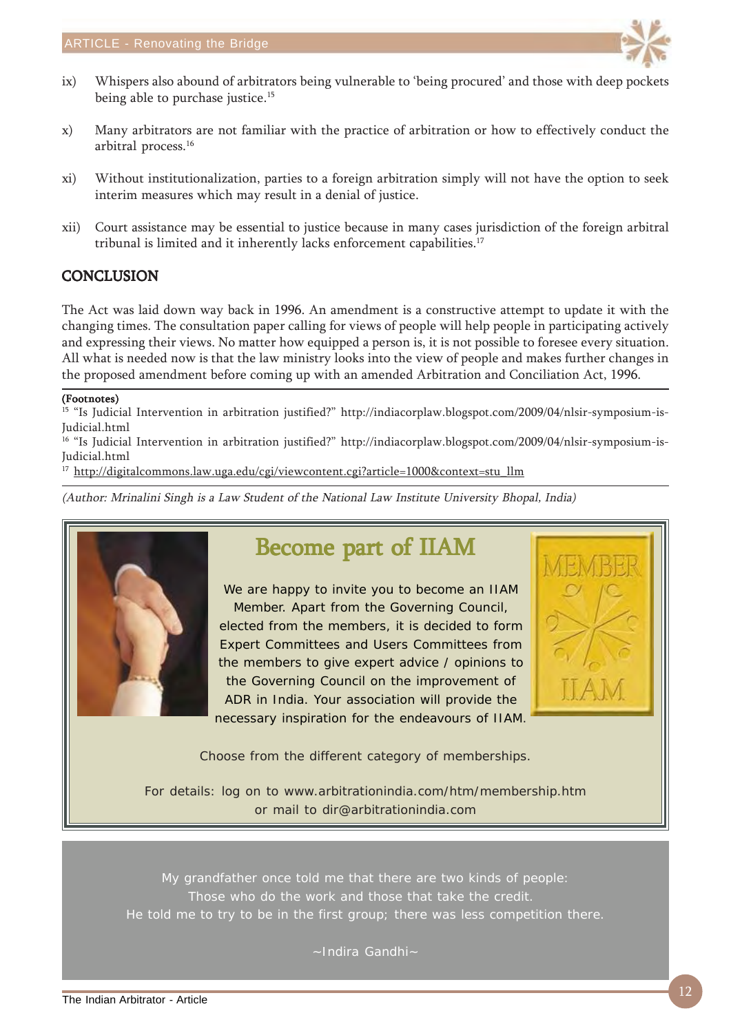ix) Whispers also abound of arbitrators being vulnerable to 'being procured' and those with deep pockets being able to purchase justice.[15]

x) Many arbitrators are not familiar with the practice of arbitration or how to effectively conduct the arbitral process.[16]

xi) Without institutionalization, parties to a foreign arbitration simply will not have the option to seek interim measures which may result in a denial of justice.

xii) Court assistance may be essential to justice because in many cases jurisdiction of the foreign arbitral tribunal is limited and it inherently lacks enforcement capabilities.[17]

## CONCLUSION

The Act was laid down way back in 1996. An amendment is a constructive attempt to update it with the changing times. The consultation paper calling for views of people will help people in participating actively and expressing their views. No matter how equipped a person is, it is not possible to foresee every situation. All what is needed now is that the law ministry looks into the view of people and makes further changes in the proposed amendment before coming up with an amended Arbitration and Conciliation Act, 1996.

**(Footnotes)**

[15] "Is Judicial Intervention in arbitration justified?" http://indiacorplaw.blogspot.com/2009/04/nlsir-symposium-is-Judicial.html

[16] "Is Judicial Intervention in arbitration justified?" http://indiacorplaw.blogspot.com/2009/04/nlsir-symposium-is-Judicial.html

[17] http://digitalcommons.law.uga.edu/cgi/viewcontent.cgi?article=1000&context=stu_llm

*(Author: Mrinalini Singh is a Law Student of the National Law Institute University Bhopal, India)*

## Become part of IIAM

We are happy to invite you to become an IIAM Member. Apart from the Governing Council, elected from the members, it is decided to form Expert Committees and Users Committees from the members to give expert advice / opinions to the Governing Council on the improvement of ADR in India. Your association will provide the necessary inspiration for the endeavours of IIAM.

MEMBER IIAM

Choose from the different category of memberships.

For details: log on to www.arbitrationindia.com/htm/membership.htm or mail to dir@arbitrationindia.com

My grandfather once told me that there are two kinds of people:
Those who do the work and those that take the credit.
He told me to try to be in the first group; there was less competition there.

~Indira Gandhi~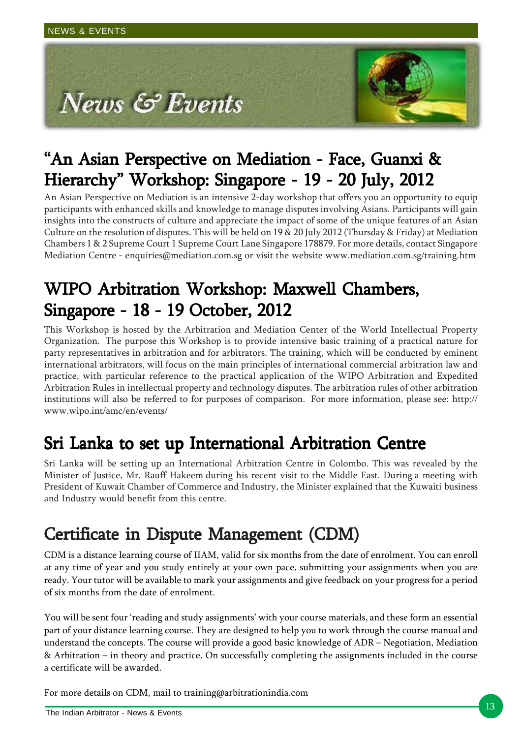# News & Events

## "An Asian Perspective on Mediation - Face, Guanxi & Hierarchy" Workshop: Singapore - 19 - 20 July, 2012

An Asian Perspective on Mediation is an intensive 2-day workshop that offers you an opportunity to equip participants with enhanced skills and knowledge to manage disputes involving Asians. Participants will gain insights into the constructs of culture and appreciate the impact of some of the unique features of an Asian Culture on the resolution of disputes. This will be held on 19 & 20 July 2012 (Thursday & Friday) at Mediation Chambers 1 & 2 Supreme Court 1 Supreme Court Lane Singapore 178879. For more details, contact Singapore Mediation Centre - enquiries@mediation.com.sg or visit the website www.mediation.com.sg/training.htm

## WIPO Arbitration Workshop: Maxwell Chambers, Singapore - 18 - 19 October, 2012

This Workshop is hosted by the Arbitration and Mediation Center of the World Intellectual Property Organization. The purpose this Workshop is to provide intensive basic training of a practical nature for party representatives in arbitration and for arbitrators. The training, which will be conducted by eminent international arbitrators, will focus on the main principles of international commercial arbitration law and practice, with particular reference to the practical application of the WIPO Arbitration and Expedited Arbitration Rules in intellectual property and technology disputes. The arbitration rules of other arbitration institutions will also be referred to for purposes of comparison. For more information, please see: http://www.wipo.int/amc/en/events/

## Sri Lanka to set up International Arbitration Centre

Sri Lanka will be setting up an International Arbitration Centre in Colombo. This was revealed by the Minister of Justice, Mr. Rauff Hakeem during his recent visit to the Middle East. During a meeting with President of Kuwait Chamber of Commerce and Industry, the Minister explained that the Kuwaiti business and Industry would benefit from this centre.

## Certificate in Dispute Management (CDM)

CDM is a distance learning course of IIAM, valid for six months from the date of enrolment. You can enroll at any time of year and you study entirely at your own pace, submitting your assignments when you are ready. Your tutor will be available to mark your assignments and give feedback on your progress for a period of six months from the date of enrolment.

You will be sent four 'reading and study assignments' with your course materials, and these form an essential part of your distance learning course. They are designed to help you to work through the course manual and understand the concepts. The course will provide a good basic knowledge of ADR – Negotiation, Mediation & Arbitration – in theory and practice. On successfully completing the assignments included in the course a certificate will be awarded.

For more details on CDM, mail to training@arbitrationindia.com